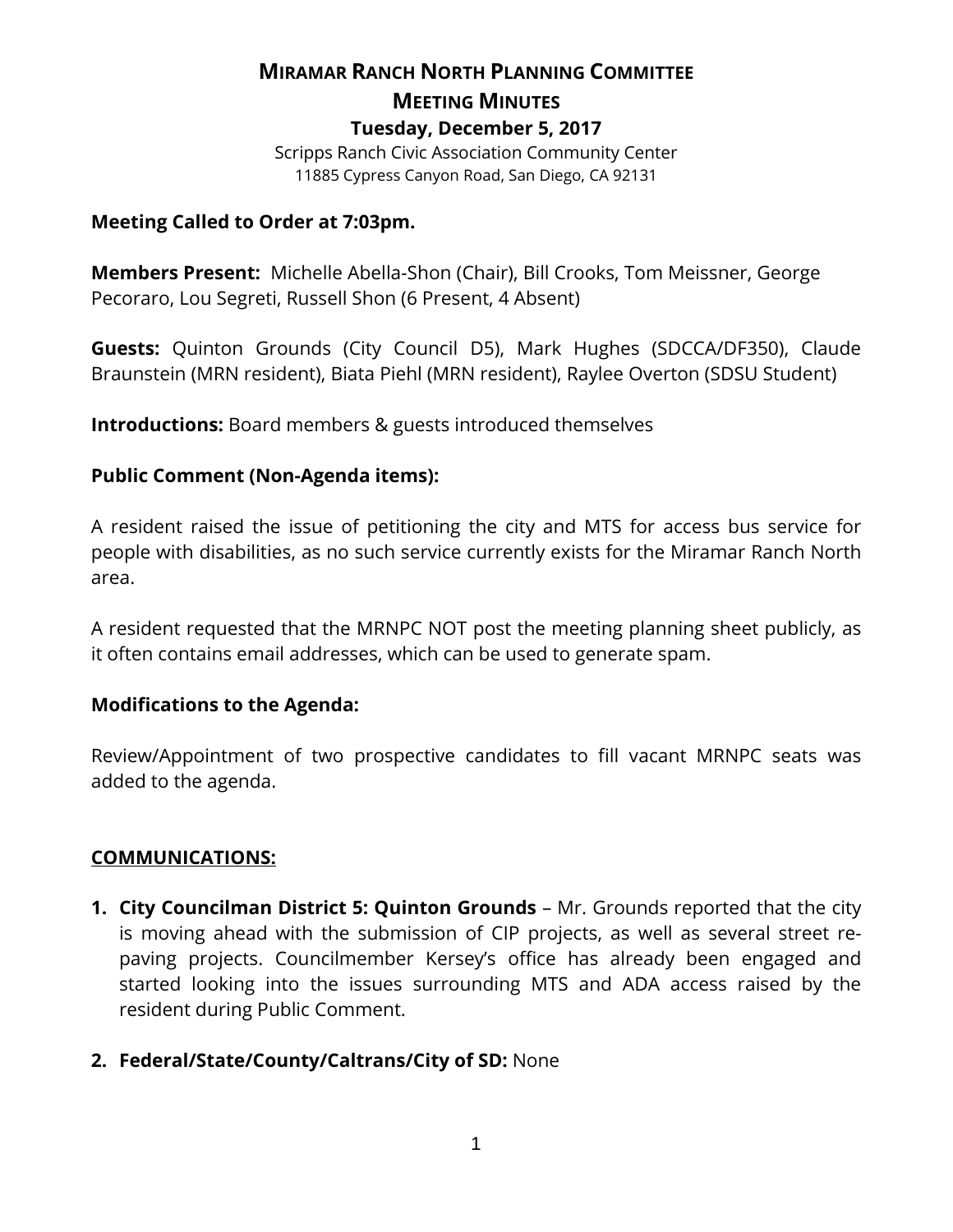# Miramar Ranch North Planning Committee

## Meeting Minutes

### Tuesday, December 5, 2017

Scripps Ranch Civic Association Community Center
11885 Cypress Canyon Road, San Diego, CA 92131

**Meeting Called to Order at 7:03pm.**

**Members Present:** Michelle Abella-Shon (Chair), Bill Crooks, Tom Meissner, George Pecoraro, Lou Segreti, Russell Shon (6 Present, 4 Absent)

**Guests:** Quinton Grounds (City Council D5), Mark Hughes (SDCCA/DF350), Claude Braunstein (MRN resident), Biata Piehl (MRN resident), Raylee Overton (SDSU Student)

**Introductions:** Board members & guests introduced themselves

**Public Comment (Non-Agenda items):**

A resident raised the issue of petitioning the city and MTS for access bus service for people with disabilities, as no such service currently exists for the Miramar Ranch North area.

A resident requested that the MRNPC NOT post the meeting planning sheet publicly, as it often contains email addresses, which can be used to generate spam.

**Modifications to the Agenda:**

Review/Appointment of two prospective candidates to fill vacant MRNPC seats was added to the agenda.

**<u>COMMUNICATIONS:</u>**

1. **City Councilman District 5: Quinton Grounds** – Mr. Grounds reported that the city is moving ahead with the submission of CIP projects, as well as several street re-paving projects. Councilmember Kersey's office has already been engaged and started looking into the issues surrounding MTS and ADA access raised by the resident during Public Comment.

2. **Federal/State/County/Caltrans/City of SD:** None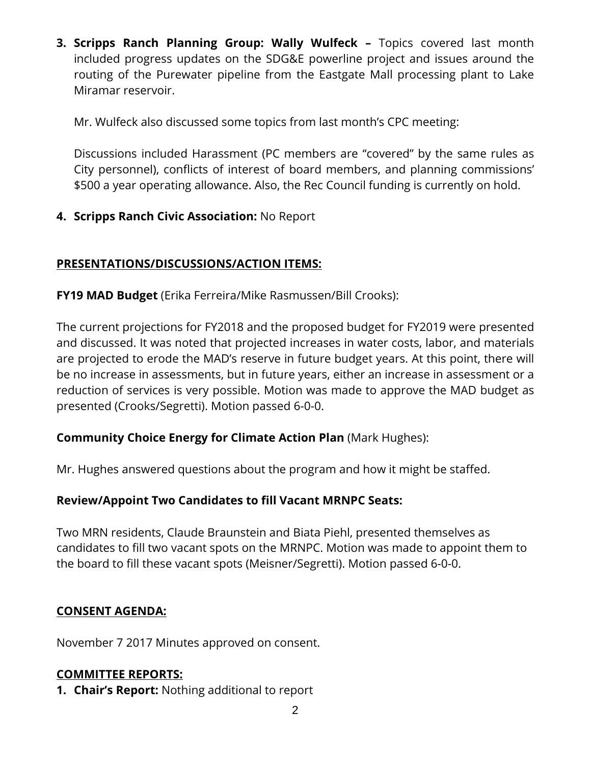3. **Scripps Ranch Planning Group: Wally Wulfeck –** Topics covered last month included progress updates on the SDG&E powerline project and issues around the routing of the Purewater pipeline from the Eastgate Mall processing plant to Lake Miramar reservoir.

   Mr. Wulfeck also discussed some topics from last month's CPC meeting:

   Discussions included Harassment (PC members are "covered" by the same rules as City personnel), conflicts of interest of board members, and planning commissions' $500 a year operating allowance. Also, the Rec Council funding is currently on hold.

4. **Scripps Ranch Civic Association:** No Report

**PRESENTATIONS/DISCUSSIONS/ACTION ITEMS:**

**FY19 MAD Budget** (Erika Ferreira/Mike Rasmussen/Bill Crooks):

The current projections for FY2018 and the proposed budget for FY2019 were presented and discussed. It was noted that projected increases in water costs, labor, and materials are projected to erode the MAD's reserve in future budget years. At this point, there will be no increase in assessments, but in future years, either an increase in assessment or a reduction of services is very possible. Motion was made to approve the MAD budget as presented (Crooks/Segretti). Motion passed 6-0-0.

**Community Choice Energy for Climate Action Plan** (Mark Hughes):

Mr. Hughes answered questions about the program and how it might be staffed.

**Review/Appoint Two Candidates to fill Vacant MRNPC Seats:**

Two MRN residents, Claude Braunstein and Biata Piehl, presented themselves as candidates to fill two vacant spots on the MRNPC. Motion was made to appoint them to the board to fill these vacant spots (Meisner/Segretti). Motion passed 6-0-0.

**CONSENT AGENDA:**

November 7 2017 Minutes approved on consent.

**COMMITTEE REPORTS:**

1. **Chair's Report:** Nothing additional to report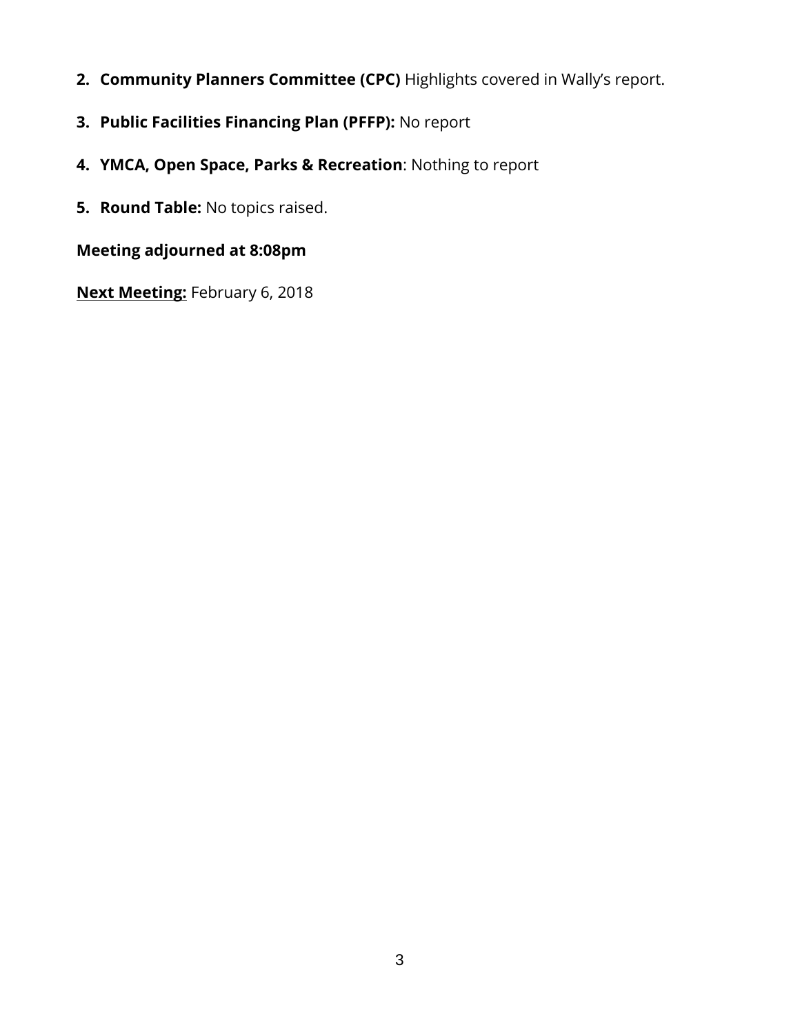2. **Community Planners Committee (CPC)** Highlights covered in Wally's report.
3. **Public Facilities Financing Plan (PFFP):** No report
4. **YMCA, Open Space, Parks & Recreation**: Nothing to report
5. **Round Table:** No topics raised.

**Meeting adjourned at 8:08pm**

**<u>Next Meeting:</u>** February 6, 2018